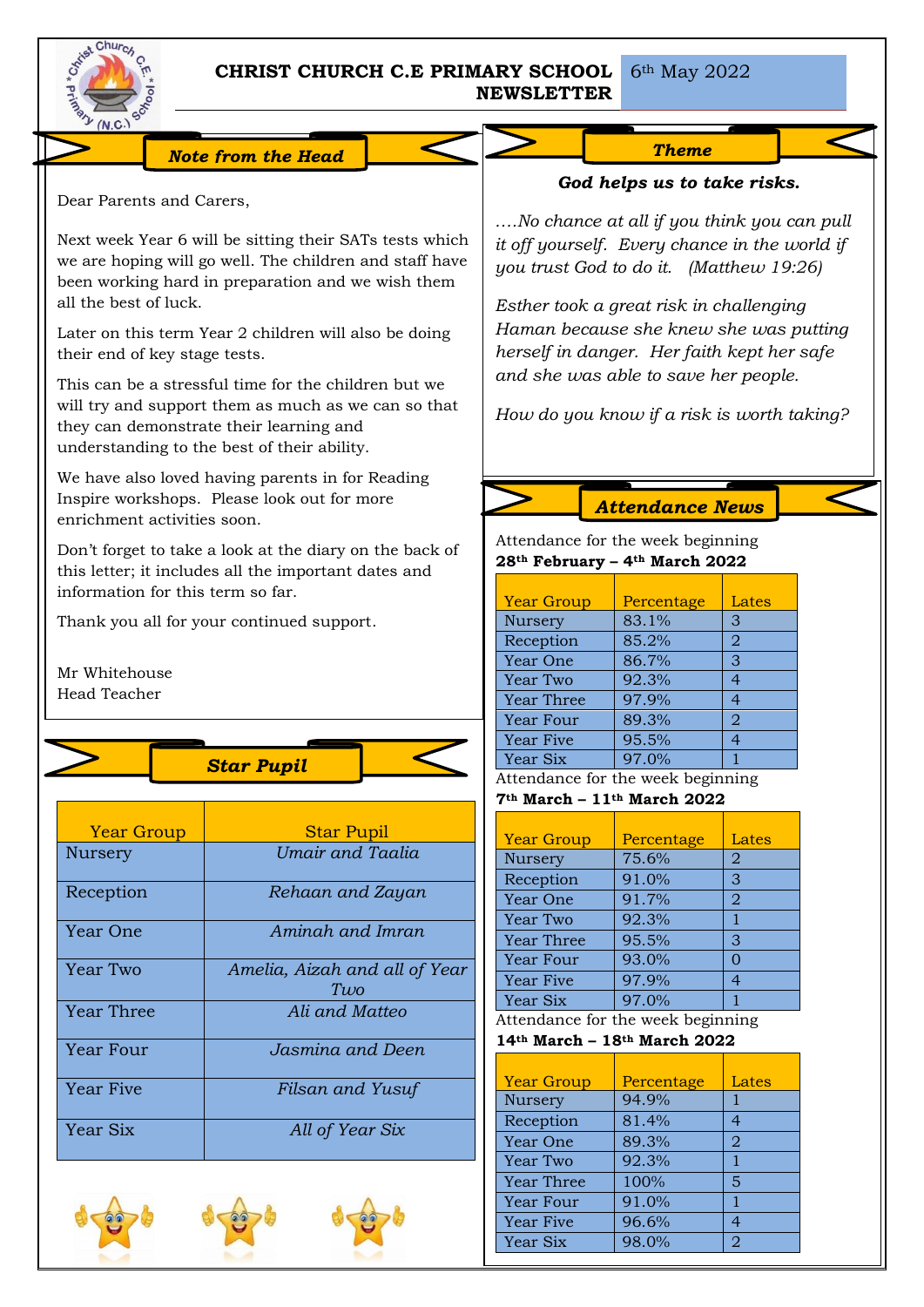# CHRIST CHURCH C.E PRIMARY SCHOOL NEWSLETTER

6th May 2022

## Note from the Head

Dear Parents and Carers,

Next week Year 6 will be sitting their SATs tests which we are hoping will go well. The children and staff have been working hard in preparation and we wish them all the best of luck.

Later on this term Year 2 children will also be doing their end of key stage tests.

This can be a stressful time for the children but we will try and support them as much as we can so that they can demonstrate their learning and understanding to the best of their ability.

We have also loved having parents in for Reading Inspire workshops. Please look out for more enrichment activities soon.

Don't forget to take a look at the diary on the back of this letter; it includes all the important dates and information for this term so far.

Thank you all for your continued support.

Mr Whitehouse
Head Teacher

## Star Pupil

| Year Group | Star Pupil |
|---|---|
| Nursery | *Umair and Taalia* |
| Reception | *Rehaan and Zayan* |
| Year One | *Aminah and Imran* |
| Year Two | *Amelia, Aizah and all of Year Two* |
| Year Three | *Ali and Matteo* |
| Year Four | *Jasmina and Deen* |
| Year Five | *Filsan and Yusuf* |
| Year Six | *All of Year Six* |

## Theme

***God helps us to take risks.***

*….No chance at all if you think you can pull it off yourself. Every chance in the world if you trust God to do it. (Matthew 19:26)*

*Esther took a great risk in challenging Haman because she knew she was putting herself in danger. Her faith kept her safe and she was able to save her people.*

*How do you know if a risk is worth taking?*

## Attendance News

Attendance for the week beginning
**28th February – 4th March 2022**

| Year Group | Percentage | Lates |
|---|---|---|
| Nursery | 83.1% | 3 |
| Reception | 85.2% | 2 |
| Year One | 86.7% | 3 |
| Year Two | 92.3% | 4 |
| Year Three | 97.9% | 4 |
| Year Four | 89.3% | 2 |
| Year Five | 95.5% | 4 |
| Year Six | 97.0% | 1 |

Attendance for the week beginning
**7th March – 11th March 2022**

| Year Group | Percentage | Lates |
|---|---|---|
| Nursery | 75.6% | 2 |
| Reception | 91.0% | 3 |
| Year One | 91.7% | 2 |
| Year Two | 92.3% | 1 |
| Year Three | 95.5% | 3 |
| Year Four | 93.0% | 0 |
| Year Five | 97.9% | 4 |
| Year Six | 97.0% | 1 |

Attendance for the week beginning
**14th March – 18th March 2022**

| Year Group | Percentage | Lates |
|---|---|---|
| Nursery | 94.9% | 1 |
| Reception | 81.4% | 4 |
| Year One | 89.3% | 2 |
| Year Two | 92.3% | 1 |
| Year Three | 100% | 5 |
| Year Four | 91.0% | 1 |
| Year Five | 96.6% | 4 |
| Year Six | 98.0% | 2 |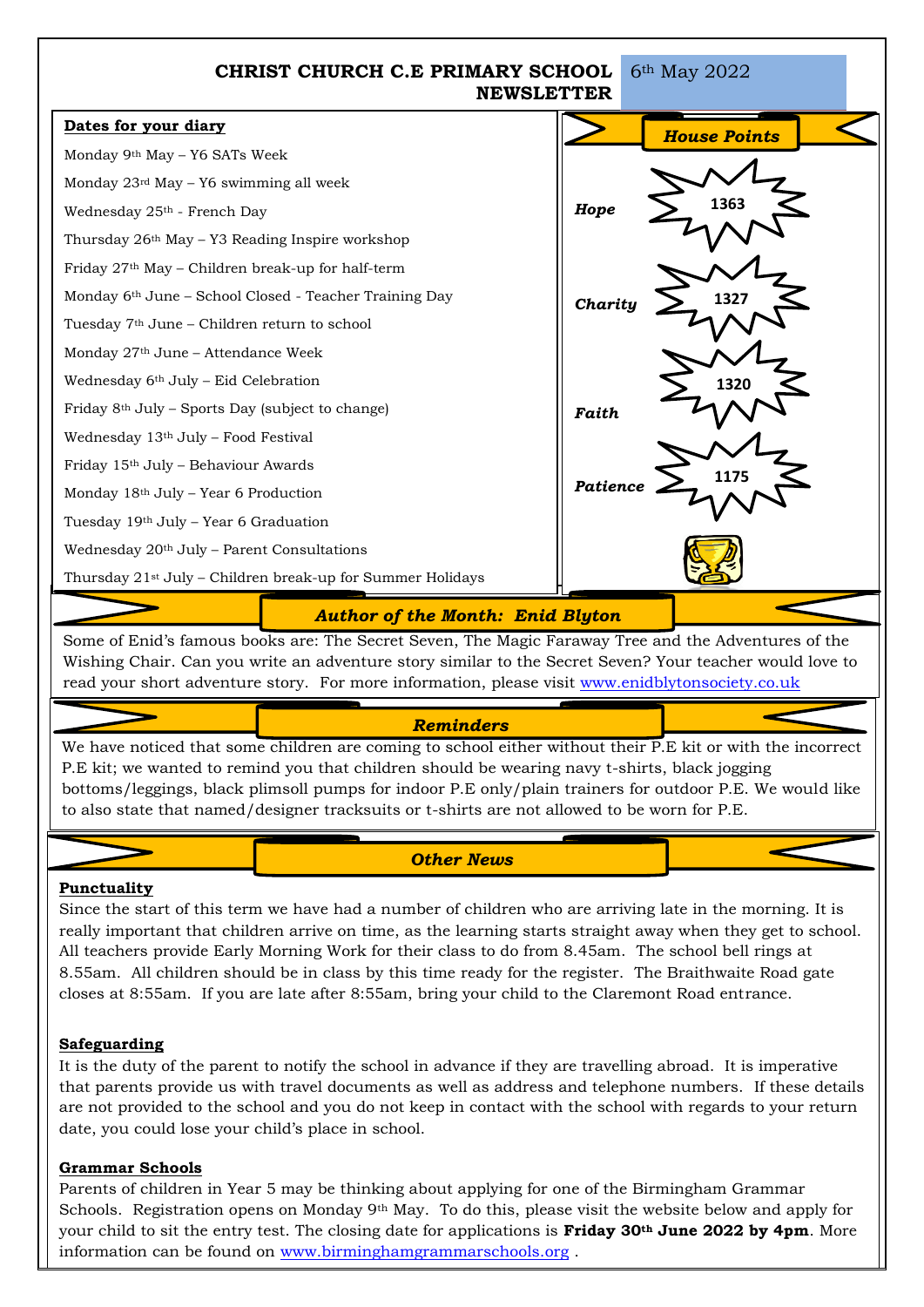# CHRIST CHURCH C.E PRIMARY SCHOOL NEWSLETTER

6th May 2022

## Dates for your diary

Monday 9th May – Y6 SATs Week
Monday 23rd May – Y6 swimming all week
Wednesday 25th - French Day
Thursday 26th May – Y3 Reading Inspire workshop
Friday 27th May – Children break-up for half-term
Monday 6th June – School Closed - Teacher Training Day
Tuesday 7th June – Children return to school
Monday 27th June – Attendance Week
Wednesday 6th July – Eid Celebration
Friday 8th July – Sports Day (subject to change)
Wednesday 13th July – Food Festival
Friday 15th July – Behaviour Awards
Monday 18th July – Year 6 Production
Tuesday 19th July – Year 6 Graduation
Wednesday 20th July – Parent Consultations
Thursday 21st July – Children break-up for Summer Holidays

## *House Points*

*Hope* 1363

*Charity* 1327

*Faith* 1320

*Patience* 1175

## *Author of the Month: Enid Blyton*

Some of Enid's famous books are: The Secret Seven, The Magic Faraway Tree and the Adventures of the Wishing Chair. Can you write an adventure story similar to the Secret Seven? Your teacher would love to read your short adventure story. For more information, please visit www.enidblytonsociety.co.uk

## *Reminders*

We have noticed that some children are coming to school either without their P.E kit or with the incorrect P.E kit; we wanted to remind you that children should be wearing navy t-shirts, black jogging bottoms/leggings, black plimsoll pumps for indoor P.E only/plain trainers for outdoor P.E. We would like to also state that named/designer tracksuits or t-shirts are not allowed to be worn for P.E.

## *Other News*

### Punctuality

Since the start of this term we have had a number of children who are arriving late in the morning. It is really important that children arrive on time, as the learning starts straight away when they get to school. All teachers provide Early Morning Work for their class to do from 8.45am. The school bell rings at 8.55am. All children should be in class by this time ready for the register. The Braithwaite Road gate closes at 8:55am. If you are late after 8:55am, bring your child to the Claremont Road entrance.

### Safeguarding

It is the duty of the parent to notify the school in advance if they are travelling abroad. It is imperative that parents provide us with travel documents as well as address and telephone numbers. If these details are not provided to the school and you do not keep in contact with the school with regards to your return date, you could lose your child's place in school.

### Grammar Schools

Parents of children in Year 5 may be thinking about applying for one of the Birmingham Grammar Schools. Registration opens on Monday 9th May. To do this, please visit the website below and apply for your child to sit the entry test. The closing date for applications is **Friday 30th June 2022 by 4pm**. More information can be found on www.birminghamgrammarschools.org .